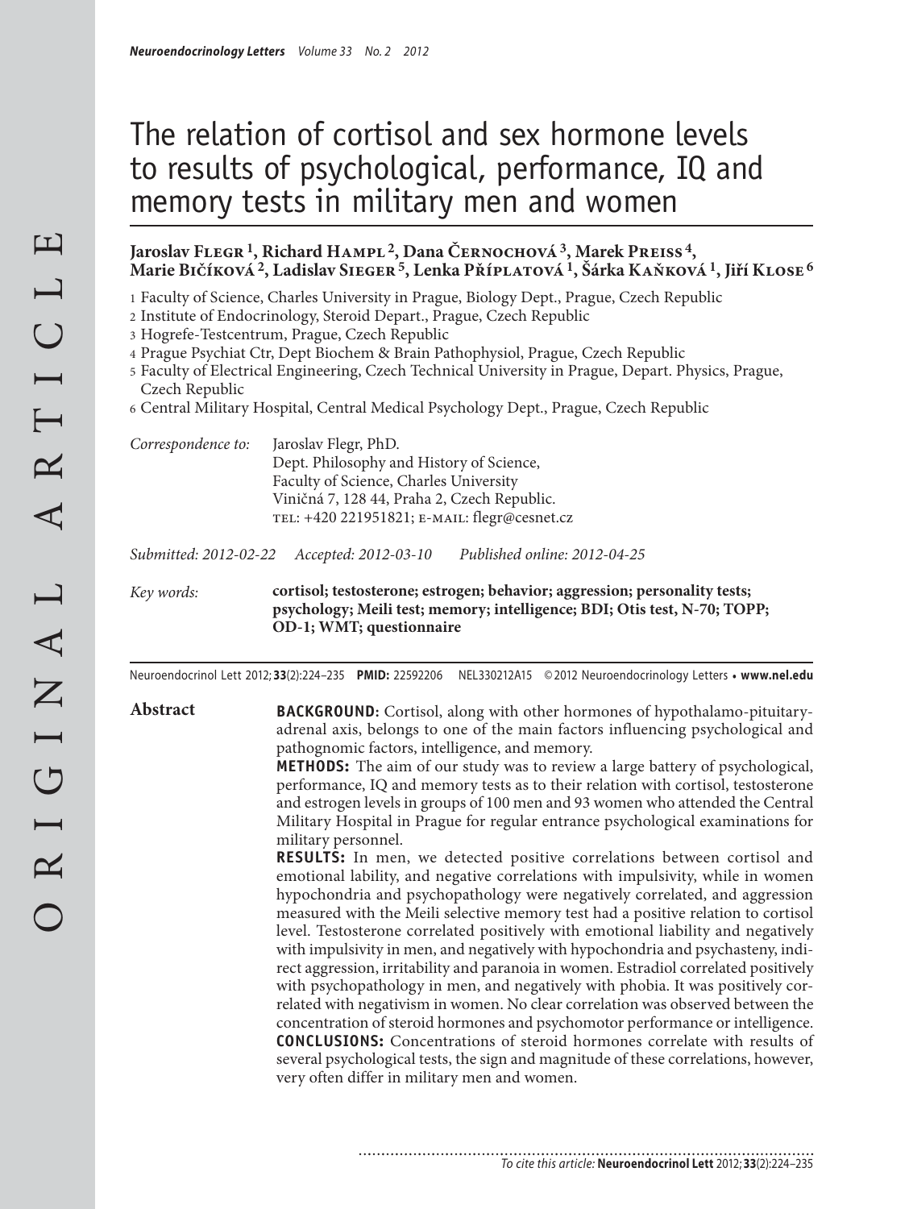# The relation of cortisol and sex hormone levels to results of psychological, performance, IQ and memory tests in military men and women

**Jaroslav Flegr [1], Richard Hampl [2], Dana Černochová [3], Marek Preiss [4], Marie Bičíková [2], Ladislav Sieger [5], Lenka Příplatová [1], Šárka Kaňková [1], Jiří Klose [6]**

1 Faculty of Science, Charles University in Prague, Biology Dept., Prague, Czech Republic
2 Institute of Endocrinology, Steroid Depart., Prague, Czech Republic
3 Hogrefe-Testcentrum, Prague, Czech Republic
4 Prague Psychiat Ctr, Dept Biochem & Brain Pathophysiol, Prague, Czech Republic
5 Faculty of Electrical Engineering, Czech Technical University in Prague, Depart. Physics, Prague, Czech Republic
6 Central Military Hospital, Central Medical Psychology Dept., Prague, Czech Republic

*Correspondence to:* Jaroslav Flegr, PhD.
Dept. Philosophy and History of Science,
Faculty of Science, Charles University
Viničná 7, 128 44, Praha 2, Czech Republic.
tel: +420 221951821; e-mail: flegr@cesnet.cz

*Submitted: 2012-02-22 Accepted: 2012-03-10 Published online: 2012-04-25*

*Key words:* **cortisol; testosterone; estrogen; behavior; aggression; personality tests; psychology; Meili test; memory; intelligence; BDI; Otis test, N-70; TOPP; OD-1; WMT; questionnaire**

Neuroendocrinol Lett 2012; **33**(2):224–235 **PMID:** 22592206 NEL330212A15 ©2012 Neuroendocrinology Letters • **www.nel.edu**

## Abstract

**BACKGROUND:** Cortisol, along with other hormones of hypothalamo-pituitary-adrenal axis, belongs to one of the main factors influencing psychological and pathognomic factors, intelligence, and memory.

**METHODS:** The aim of our study was to review a large battery of psychological, performance, IQ and memory tests as to their relation with cortisol, testosterone and estrogen levels in groups of 100 men and 93 women who attended the Central Military Hospital in Prague for regular entrance psychological examinations for military personnel.

**RESULTS:** In men, we detected positive correlations between cortisol and emotional lability, and negative correlations with impulsivity, while in women hypochondria and psychopathology were negatively correlated, and aggression measured with the Meili selective memory test had a positive relation to cortisol level. Testosterone correlated positively with emotional liability and negatively with impulsivity in men, and negatively with hypochondria and psychasteny, indirect aggression, irritability and paranoia in women. Estradiol correlated positively with psychopathology in men, and negatively with phobia. It was positively correlated with negativism in women. No clear correlation was observed between the concentration of steroid hormones and psychomotor performance or intelligence.

**CONCLUSIONS:** Concentrations of steroid hormones correlate with results of several psychological tests, the sign and magnitude of these correlations, however, very often differ in military men and women.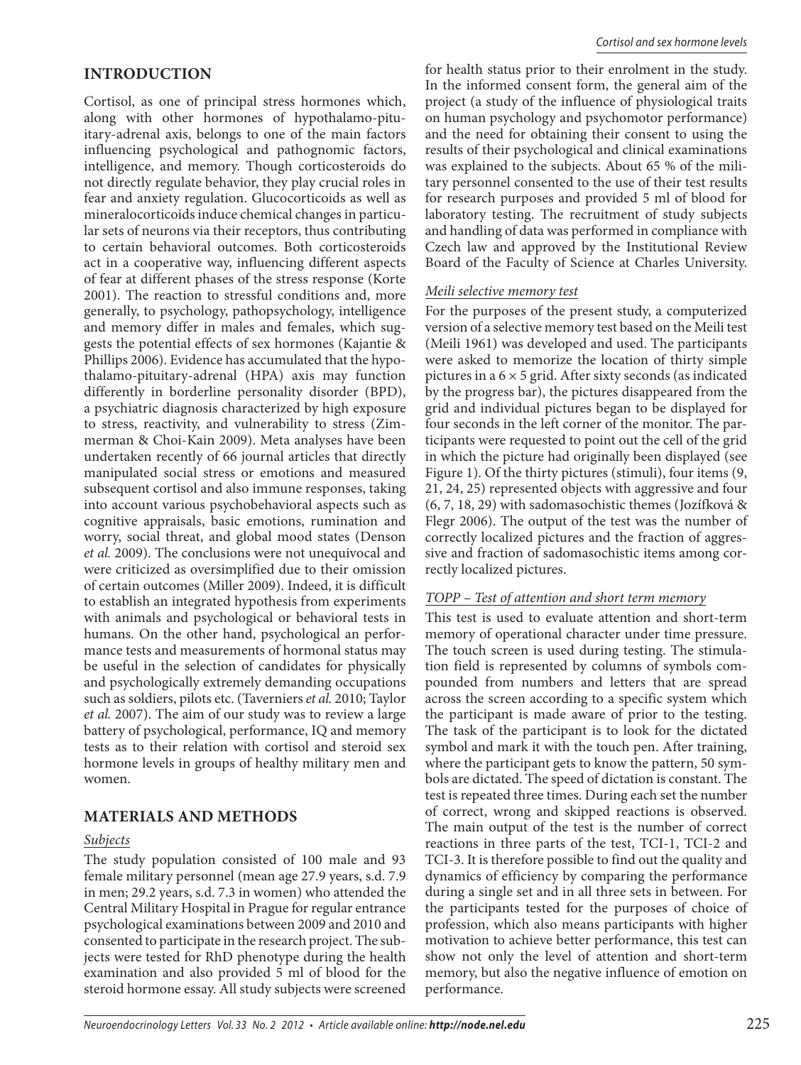## INTRODUCTION

Cortisol, as one of principal stress hormones which, along with other hormones of hypothalamo-pituitary-adrenal axis, belongs to one of the main factors influencing psychological and pathognomic factors, intelligence, and memory. Though corticosteroids do not directly regulate behavior, they play crucial roles in fear and anxiety regulation. Glucocorticoids as well as mineralocorticoids induce chemical changes in particular sets of neurons via their receptors, thus contributing to certain behavioral outcomes. Both corticosteroids act in a cooperative way, influencing different aspects of fear at different phases of the stress response (Korte 2001). The reaction to stressful conditions and, more generally, to psychology, pathopsychology, intelligence and memory differ in males and females, which suggests the potential effects of sex hormones (Kajantie & Phillips 2006). Evidence has accumulated that the hypothalamo-pituitary-adrenal (HPA) axis may function differently in borderline personality disorder (BPD), a psychiatric diagnosis characterized by high exposure to stress, reactivity, and vulnerability to stress (Zimmerman & Choi-Kain 2009). Meta analyses have been undertaken recently of 66 journal articles that directly manipulated social stress or emotions and measured subsequent cortisol and also immune responses, taking into account various psychobehavioral aspects such as cognitive appraisals, basic emotions, rumination and worry, social threat, and global mood states (Denson *et al.* 2009). The conclusions were not unequivocal and were criticized as oversimplified due to their omission of certain outcomes (Miller 2009). Indeed, it is difficult to establish an integrated hypothesis from experiments with animals and psychological or behavioral tests in humans. On the other hand, psychological an performance tests and measurements of hormonal status may be useful in the selection of candidates for physically and psychologically extremely demanding occupations such as soldiers, pilots etc. (Taverniers *et al.* 2010; Taylor *et al.* 2007). The aim of our study was to review a large battery of psychological, performance, IQ and memory tests as to their relation with cortisol and steroid sex hormone levels in groups of healthy military men and women.

## MATERIALS AND METHODS

### *Subjects*

The study population consisted of 100 male and 93 female military personnel (mean age 27.9 years, s.d. 7.9 in men; 29.2 years, s.d. 7.3 in women) who attended the Central Military Hospital in Prague for regular entrance psychological examinations between 2009 and 2010 and consented to participate in the research project. The subjects were tested for RhD phenotype during the health examination and also provided 5 ml of blood for the steroid hormone essay. All study subjects were screened for health status prior to their enrolment in the study. In the informed consent form, the general aim of the project (a study of the influence of physiological traits on human psychology and psychomotor performance) and the need for obtaining their consent to using the results of their psychological and clinical examinations was explained to the subjects. About 65 % of the military personnel consented to the use of their test results for research purposes and provided 5 ml of blood for laboratory testing. The recruitment of study subjects and handling of data was performed in compliance with Czech law and approved by the Institutional Review Board of the Faculty of Science at Charles University.

### *Meili selective memory test*

For the purposes of the present study, a computerized version of a selective memory test based on the Meili test (Meili 1961) was developed and used. The participants were asked to memorize the location of thirty simple pictures in a 6 × 5 grid. After sixty seconds (as indicated by the progress bar), the pictures disappeared from the grid and individual pictures began to be displayed for four seconds in the left corner of the monitor. The participants were requested to point out the cell of the grid in which the picture had originally been displayed (see Figure 1). Of the thirty pictures (stimuli), four items (9, 21, 24, 25) represented objects with aggressive and four (6, 7, 18, 29) with sadomasochistic themes (Jozífková & Flegr 2006). The output of the test was the number of correctly localized pictures and the fraction of aggressive and fraction of sadomasochistic items among correctly localized pictures.

### *TOPP – Test of attention and short term memory*

This test is used to evaluate attention and short-term memory of operational character under time pressure. The touch screen is used during testing. The stimulation field is represented by columns of symbols compounded from numbers and letters that are spread across the screen according to a specific system which the participant is made aware of prior to the testing. The task of the participant is to look for the dictated symbol and mark it with the touch pen. After training, where the participant gets to know the pattern, 50 symbols are dictated. The speed of dictation is constant. The test is repeated three times. During each set the number of correct, wrong and skipped reactions is observed. The main output of the test is the number of correct reactions in three parts of the test, TCI-1, TCI-2 and TCI-3. It is therefore possible to find out the quality and dynamics of efficiency by comparing the performance during a single set and in all three sets in between. For the participants tested for the purposes of choice of profession, which also means participants with higher motivation to achieve better performance, this test can show not only the level of attention and short-term memory, but also the negative influence of emotion on performance.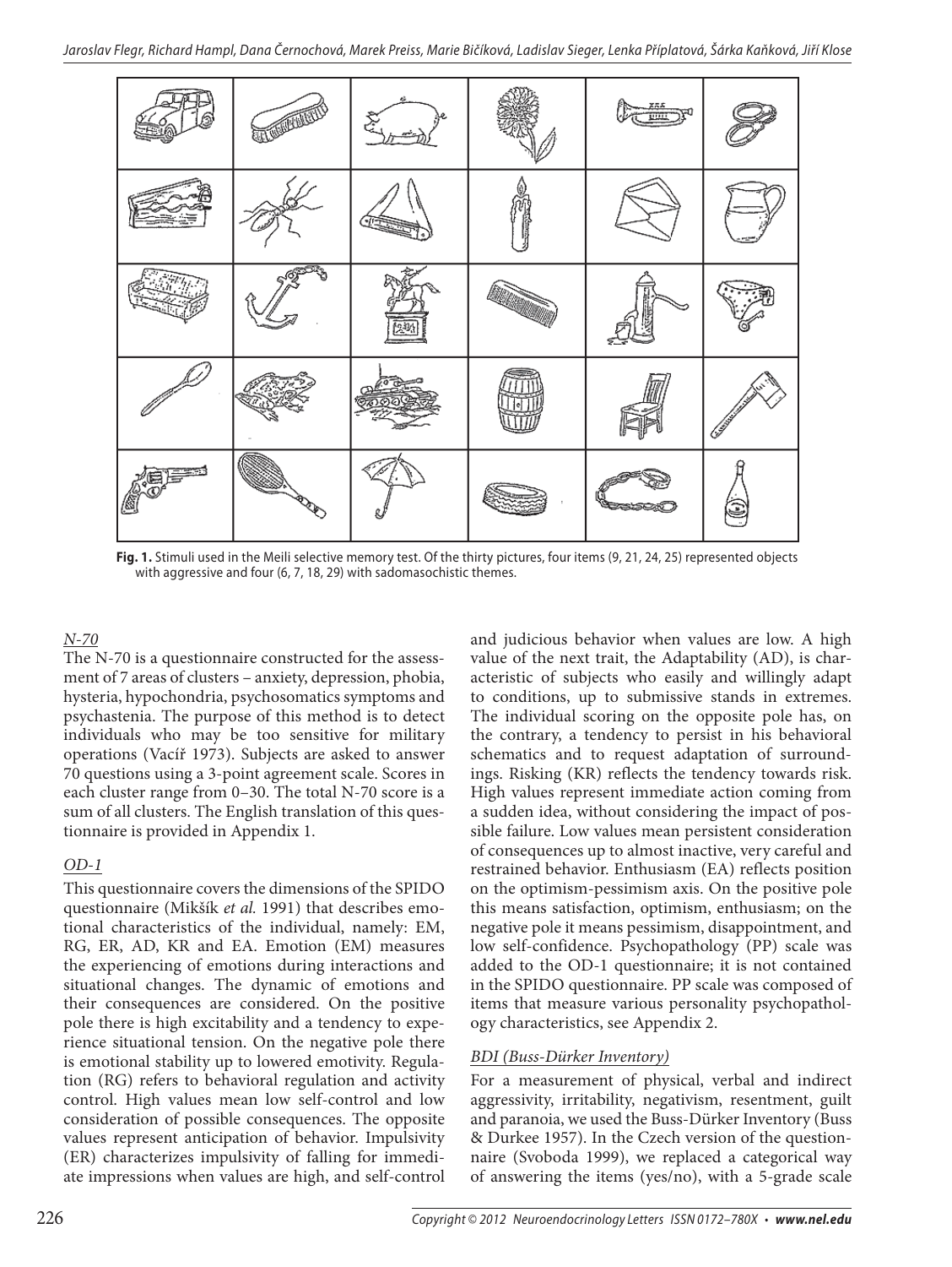**Fig. 1.** Stimuli used in the Meili selective memory test. Of the thirty pictures, four items (9, 21, 24, 25) represented objects with aggressive and four (6, 7, 18, 29) with sadomasochistic themes.

### N-70

The N-70 is a questionnaire constructed for the assessment of 7 areas of clusters – anxiety, depression, phobia, hysteria, hypochondria, psychosomatics symptoms and psychastenia. The purpose of this method is to detect individuals who may be too sensitive for military operations (Vacíř 1973). Subjects are asked to answer 70 questions using a 3-point agreement scale. Scores in each cluster range from 0–30. The total N-70 score is a sum of all clusters. The English translation of this questionnaire is provided in Appendix 1.

### OD-1

This questionnaire covers the dimensions of the SPIDO questionnaire (Mikšík *et al.* 1991) that describes emotional characteristics of the individual, namely: EM, RG, ER, AD, KR and EA. Emotion (EM) measures the experiencing of emotions during interactions and situational changes. The dynamic of emotions and their consequences are considered. On the positive pole there is high excitability and a tendency to experience situational tension. On the negative pole there is emotional stability up to lowered emotivity. Regulation (RG) refers to behavioral regulation and activity control. High values mean low self-control and low consideration of possible consequences. The opposite values represent anticipation of behavior. Impulsivity (ER) characterizes impulsivity of falling for immediate impressions when values are high, and self-control and judicious behavior when values are low. A high value of the next trait, the Adaptability (AD), is characteristic of subjects who easily and willingly adapt to conditions, up to submissive stands in extremes. The individual scoring on the opposite pole has, on the contrary, a tendency to persist in his behavioral schematics and to request adaptation of surroundings. Risking (KR) reflects the tendency towards risk. High values represent immediate action coming from a sudden idea, without considering the impact of possible failure. Low values mean persistent consideration of consequences up to almost inactive, very careful and restrained behavior. Enthusiasm (EA) reflects position on the optimism-pessimism axis. On the positive pole this means satisfaction, optimism, enthusiasm; on the negative pole it means pessimism, disappointment, and low self-confidence. Psychopathology (PP) scale was added to the OD-1 questionnaire; it is not contained in the SPIDO questionnaire. PP scale was composed of items that measure various personality psychopathology characteristics, see Appendix 2.

### BDI (Buss-Dürker Inventory)

For a measurement of physical, verbal and indirect aggressivity, irritability, negativism, resentment, guilt and paranoia, we used the Buss-Dürker Inventory (Buss & Durkee 1957). In the Czech version of the questionnaire (Svoboda 1999), we replaced a categorical way of answering the items (yes/no), with a 5-grade scale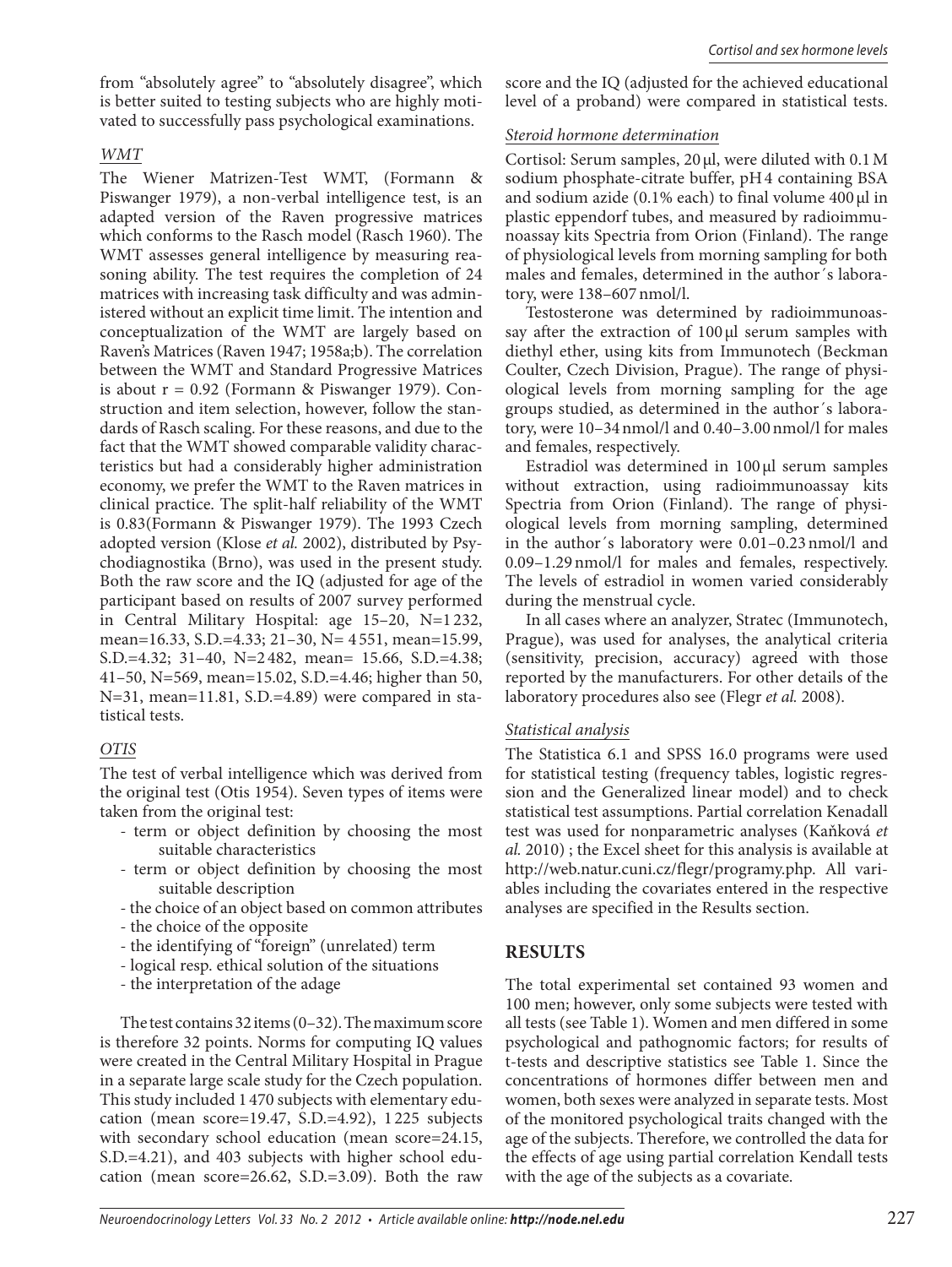from "absolutely agree" to "absolutely disagree", which is better suited to testing subjects who are highly motivated to successfully pass psychological examinations.

### *WMT*

The Wiener Matrizen-Test WMT, (Formann & Piswanger 1979), a non-verbal intelligence test, is an adapted version of the Raven progressive matrices which conforms to the Rasch model (Rasch 1960). The WMT assesses general intelligence by measuring reasoning ability. The test requires the completion of 24 matrices with increasing task difficulty and was administered without an explicit time limit. The intention and conceptualization of the WMT are largely based on Raven's Matrices (Raven 1947; 1958a;b). The correlation between the WMT and Standard Progressive Matrices is about r = 0.92 (Formann & Piswanger 1979). Construction and item selection, however, follow the standards of Rasch scaling. For these reasons, and due to the fact that the WMT showed comparable validity characteristics but had a considerably higher administration economy, we prefer the WMT to the Raven matrices in clinical practice. The split-half reliability of the WMT is 0.83(Formann & Piswanger 1979). The 1993 Czech adopted version (Klose *et al.* 2002), distributed by Psychodiagnostika (Brno), was used in the present study. Both the raw score and the IQ (adjusted for age of the participant based on results of 2007 survey performed in Central Military Hospital: age 15–20, N=1 232, mean=16.33, S.D.=4.33; 21–30, N= 4 551, mean=15.99, S.D.=4.32; 31–40, N=2 482, mean= 15.66, S.D.=4.38; 41–50, N=569, mean=15.02, S.D.=4.46; higher than 50, N=31, mean=11.81, S.D.=4.89) were compared in statistical tests.

### *OTIS*

The test of verbal intelligence which was derived from the original test (Otis 1954). Seven types of items were taken from the original test:

- term or object definition by choosing the most suitable characteristics
- term or object definition by choosing the most suitable description
- the choice of an object based on common attributes
- the choice of the opposite
- the identifying of "foreign" (unrelated) term
- logical resp. ethical solution of the situations
- the interpretation of the adage

The test contains 32 items (0–32). The maximum score is therefore 32 points. Norms for computing IQ values were created in the Central Military Hospital in Prague in a separate large scale study for the Czech population. This study included 1 470 subjects with elementary education (mean score=19.47, S.D.=4.92), 1 225 subjects with secondary school education (mean score=24.15, S.D.=4.21), and 403 subjects with higher school education (mean score=26.62, S.D.=3.09). Both the raw score and the IQ (adjusted for the achieved educational level of a proband) were compared in statistical tests.

### *Steroid hormone determination*

Cortisol: Serum samples, 20 µl, were diluted with 0.1 M sodium phosphate-citrate buffer, pH 4 containing BSA and sodium azide (0.1% each) to final volume 400 µl in plastic eppendorf tubes, and measured by radioimmunoassay kits Spectria from Orion (Finland). The range of physiological levels from morning sampling for both males and females, determined in the author´s laboratory, were 138–607 nmol/l.

Testosterone was determined by radioimmunoassay after the extraction of 100 µl serum samples with diethyl ether, using kits from Immunotech (Beckman Coulter, Czech Division, Prague). The range of physiological levels from morning sampling for the age groups studied, as determined in the author´s laboratory, were 10–34 nmol/l and 0.40–3.00 nmol/l for males and females, respectively.

Estradiol was determined in 100 µl serum samples without extraction, using radioimmunoassay kits Spectria from Orion (Finland). The range of physiological levels from morning sampling, determined in the author´s laboratory were 0.01–0.23 nmol/l and 0.09–1.29 nmol/l for males and females, respectively. The levels of estradiol in women varied considerably during the menstrual cycle.

In all cases where an analyzer, Stratec (Immunotech, Prague), was used for analyses, the analytical criteria (sensitivity, precision, accuracy) agreed with those reported by the manufacturers. For other details of the laboratory procedures also see (Flegr *et al.* 2008).

### *Statistical analysis*

The Statistica 6.1 and SPSS 16.0 programs were used for statistical testing (frequency tables, logistic regression and the Generalized linear model) and to check statistical test assumptions. Partial correlation Kenadall test was used for nonparametric analyses (Kaňková *et al.* 2010) ; the Excel sheet for this analysis is available at http://web.natur.cuni.cz/flegr/programy.php. All variables including the covariates entered in the respective analyses are specified in the Results section.

## RESULTS

The total experimental set contained 93 women and 100 men; however, only some subjects were tested with all tests (see Table 1). Women and men differed in some psychological and pathognomic factors; for results of t-tests and descriptive statistics see Table 1. Since the concentrations of hormones differ between men and women, both sexes were analyzed in separate tests. Most of the monitored psychological traits changed with the age of the subjects. Therefore, we controlled the data for the effects of age using partial correlation Kendall tests with the age of the subjects as a covariate.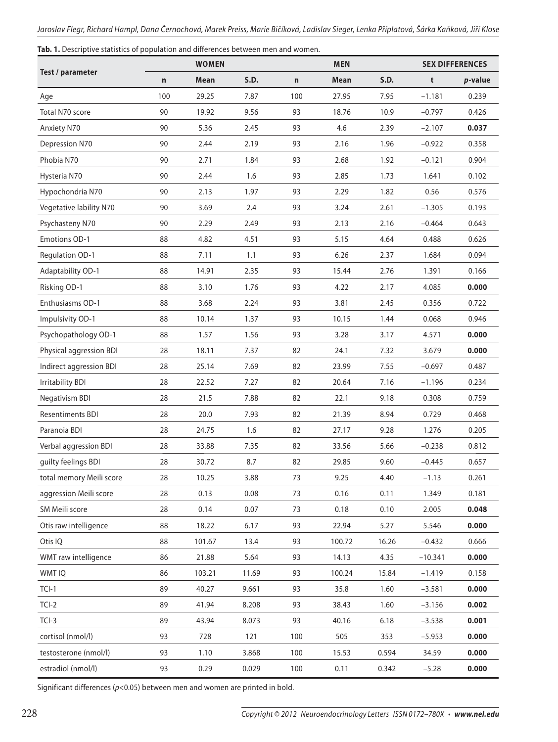**Tab. 1.** Descriptive statistics of population and differences between men and women.

| Test / parameter | WOMEN | | | MEN | | | SEX DIFFERENCES | |
|---|---|---|---|---|---|---|---|---|
| | n | Mean | S.D. | n | Mean | S.D. | t | *p*-value |
| Age | 100 | 29.25 | 7.87 | 100 | 27.95 | 7.95 | −1.181 | 0.239 |
| Total N70 score | 90 | 19.92 | 9.56 | 93 | 18.76 | 10.9 | −0.797 | 0.426 |
| Anxiety N70 | 90 | 5.36 | 2.45 | 93 | 4.6 | 2.39 | −2.107 | **0.037** |
| Depression N70 | 90 | 2.44 | 2.19 | 93 | 2.16 | 1.96 | −0.922 | 0.358 |
| Phobia N70 | 90 | 2.71 | 1.84 | 93 | 2.68 | 1.92 | −0.121 | 0.904 |
| Hysteria N70 | 90 | 2.44 | 1.6 | 93 | 2.85 | 1.73 | 1.641 | 0.102 |
| Hypochondria N70 | 90 | 2.13 | 1.97 | 93 | 2.29 | 1.82 | 0.56 | 0.576 |
| Vegetative lability N70 | 90 | 3.69 | 2.4 | 93 | 3.24 | 2.61 | −1.305 | 0.193 |
| Psychasteny N70 | 90 | 2.29 | 2.49 | 93 | 2.13 | 2.16 | −0.464 | 0.643 |
| Emotions OD-1 | 88 | 4.82 | 4.51 | 93 | 5.15 | 4.64 | 0.488 | 0.626 |
| Regulation OD-1 | 88 | 7.11 | 1.1 | 93 | 6.26 | 2.37 | 1.684 | 0.094 |
| Adaptability OD-1 | 88 | 14.91 | 2.35 | 93 | 15.44 | 2.76 | 1.391 | 0.166 |
| Risking OD-1 | 88 | 3.10 | 1.76 | 93 | 4.22 | 2.17 | 4.085 | **0.000** |
| Enthusiasms OD-1 | 88 | 3.68 | 2.24 | 93 | 3.81 | 2.45 | 0.356 | 0.722 |
| Impulsivity OD-1 | 88 | 10.14 | 1.37 | 93 | 10.15 | 1.44 | 0.068 | 0.946 |
| Psychopathology OD-1 | 88 | 1.57 | 1.56 | 93 | 3.28 | 3.17 | 4.571 | **0.000** |
| Physical aggression BDI | 28 | 18.11 | 7.37 | 82 | 24.1 | 7.32 | 3.679 | **0.000** |
| Indirect aggression BDI | 28 | 25.14 | 7.69 | 82 | 23.99 | 7.55 | −0.697 | 0.487 |
| Irritability BDI | 28 | 22.52 | 7.27 | 82 | 20.64 | 7.16 | −1.196 | 0.234 |
| Negativism BDI | 28 | 21.5 | 7.88 | 82 | 22.1 | 9.18 | 0.308 | 0.759 |
| Resentiments BDI | 28 | 20.0 | 7.93 | 82 | 21.39 | 8.94 | 0.729 | 0.468 |
| Paranoia BDI | 28 | 24.75 | 1.6 | 82 | 27.17 | 9.28 | 1.276 | 0.205 |
| Verbal aggression BDI | 28 | 33.88 | 7.35 | 82 | 33.56 | 5.66 | −0.238 | 0.812 |
| guilty feelings BDI | 28 | 30.72 | 8.7 | 82 | 29.85 | 9.60 | −0.445 | 0.657 |
| total memory Meili score | 28 | 10.25 | 3.88 | 73 | 9.25 | 4.40 | −1.13 | 0.261 |
| aggression Meili score | 28 | 0.13 | 0.08 | 73 | 0.16 | 0.11 | 1.349 | 0.181 |
| SM Meili score | 28 | 0.14 | 0.07 | 73 | 0.18 | 0.10 | 2.005 | **0.048** |
| Otis raw intelligence | 88 | 18.22 | 6.17 | 93 | 22.94 | 5.27 | 5.546 | **0.000** |
| Otis IQ | 88 | 101.67 | 13.4 | 93 | 100.72 | 16.26 | −0.432 | 0.666 |
| WMT raw intelligence | 86 | 21.88 | 5.64 | 93 | 14.13 | 4.35 | −10.341 | **0.000** |
| WMT IQ | 86 | 103.21 | 11.69 | 93 | 100.24 | 15.84 | −1.419 | 0.158 |
| TCI-1 | 89 | 40.27 | 9.661 | 93 | 35.8 | 1.60 | −3.581 | **0.000** |
| TCI-2 | 89 | 41.94 | 8.208 | 93 | 38.43 | 1.60 | −3.156 | **0.002** |
| TCI-3 | 89 | 43.94 | 8.073 | 93 | 40.16 | 6.18 | −3.538 | **0.001** |
| cortisol (nmol/l) | 93 | 728 | 121 | 100 | 505 | 353 | −5.953 | **0.000** |
| testosterone (nmol/l) | 93 | 1.10 | 3.868 | 100 | 15.53 | 0.594 | 34.59 | **0.000** |
| estradiol (nmol/l) | 93 | 0.29 | 0.029 | 100 | 0.11 | 0.342 | −5.28 | **0.000** |

Significant differences ($p<0.05$) between men and women are printed in bold.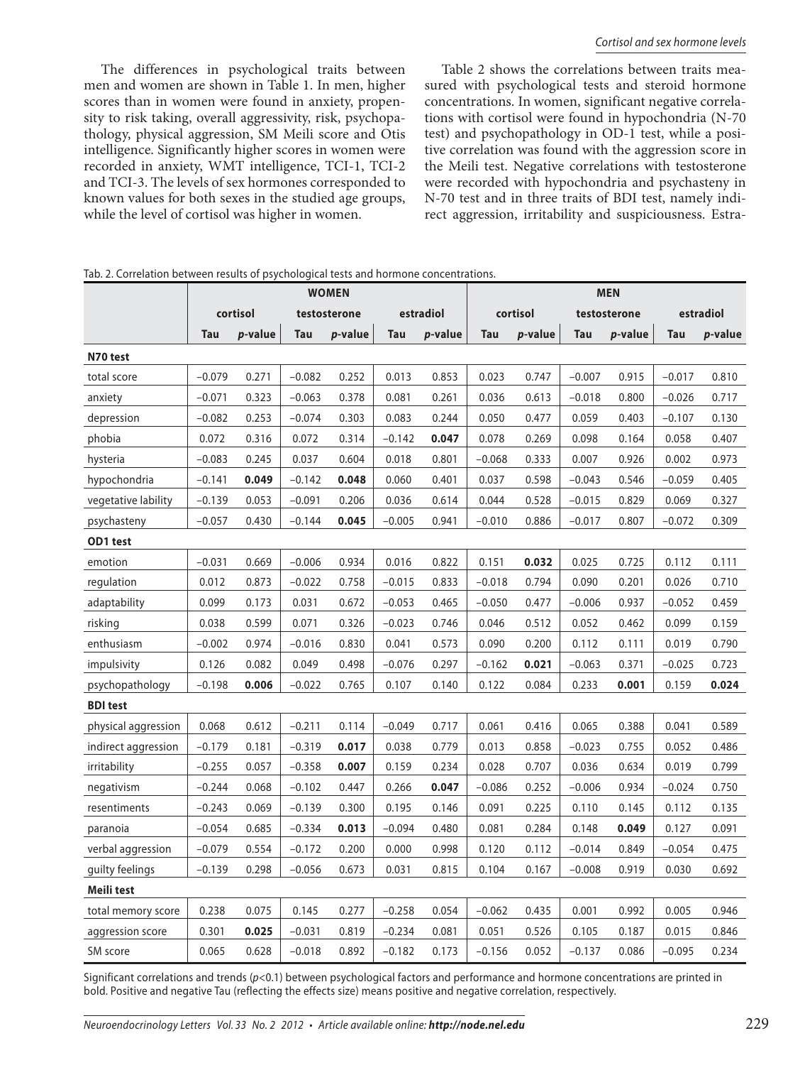The differences in psychological traits between men and women are shown in Table 1. In men, higher scores than in women were found in anxiety, propensity to risk taking, overall aggressivity, risk, psychopathology, physical aggression, SM Meili score and Otis intelligence. Significantly higher scores in women were recorded in anxiety, WMT intelligence, TCI-1, TCI-2 and TCI-3. The levels of sex hormones corresponded to known values for both sexes in the studied age groups, while the level of cortisol was higher in women.

Table 2 shows the correlations between traits measured with psychological tests and steroid hormone concentrations. In women, significant negative correlations with cortisol were found in hypochondria (N-70 test) and psychopathology in OD-1 test, while a positive correlation was found with the aggression score in the Meili test. Negative correlations with testosterone were recorded with hypochondria and psychasteny in N-70 test and in three traits of BDI test, namely indirect aggression, irritability and suspiciousness. Estra-

Tab. 2. Correlation between results of psychological tests and hormone concentrations.

| | WOMEN | | | | | | MEN | | | | | |
|---|---|---|---|---|---|---|---|---|---|---|---|---|
| | cortisol | | testosterone | | estradiol | | cortisol | | testosterone | | estradiol | |
| | Tau | *p*-value | Tau | *p*-value | Tau | *p*-value | Tau | *p*-value | Tau | *p*-value | Tau | *p*-value |
| **N70 test** | | | | | | | | | | | | |
| total score | −0.079 | 0.271 | −0.082 | 0.252 | 0.013 | 0.853 | 0.023 | 0.747 | −0.007 | 0.915 | −0.017 | 0.810 |
| anxiety | −0.071 | 0.323 | −0.063 | 0.378 | 0.081 | 0.261 | 0.036 | 0.613 | −0.018 | 0.800 | −0.026 | 0.717 |
| depression | −0.082 | 0.253 | −0.074 | 0.303 | 0.083 | 0.244 | 0.050 | 0.477 | 0.059 | 0.403 | −0.107 | 0.130 |
| phobia | 0.072 | 0.316 | 0.072 | 0.314 | −0.142 | **0.047** | 0.078 | 0.269 | 0.098 | 0.164 | 0.058 | 0.407 |
| hysteria | −0.083 | 0.245 | 0.037 | 0.604 | 0.018 | 0.801 | −0.068 | 0.333 | 0.007 | 0.926 | 0.002 | 0.973 |
| hypochondria | −0.141 | **0.049** | −0.142 | **0.048** | 0.060 | 0.401 | 0.037 | 0.598 | −0.043 | 0.546 | −0.059 | 0.405 |
| vegetative lability | −0.139 | 0.053 | −0.091 | 0.206 | 0.036 | 0.614 | 0.044 | 0.528 | −0.015 | 0.829 | 0.069 | 0.327 |
| psychasteny | −0.057 | 0.430 | −0.144 | **0.045** | −0.005 | 0.941 | −0.010 | 0.886 | −0.017 | 0.807 | −0.072 | 0.309 |
| **OD1 test** | | | | | | | | | | | | |
| emotion | −0.031 | 0.669 | −0.006 | 0.934 | 0.016 | 0.822 | 0.151 | **0.032** | 0.025 | 0.725 | 0.112 | 0.111 |
| regulation | 0.012 | 0.873 | −0.022 | 0.758 | −0.015 | 0.833 | −0.018 | 0.794 | 0.090 | 0.201 | 0.026 | 0.710 |
| adaptability | 0.099 | 0.173 | 0.031 | 0.672 | −0.053 | 0.465 | −0.050 | 0.477 | −0.006 | 0.937 | −0.052 | 0.459 |
| risking | 0.038 | 0.599 | 0.071 | 0.326 | −0.023 | 0.746 | 0.046 | 0.512 | 0.052 | 0.462 | 0.099 | 0.159 |
| enthusiasm | −0.002 | 0.974 | −0.016 | 0.830 | 0.041 | 0.573 | 0.090 | 0.200 | 0.112 | 0.111 | 0.019 | 0.790 |
| impulsivity | 0.126 | 0.082 | 0.049 | 0.498 | −0.076 | 0.297 | −0.162 | **0.021** | −0.063 | 0.371 | −0.025 | 0.723 |
| psychopathology | −0.198 | **0.006** | −0.022 | 0.765 | 0.107 | 0.140 | 0.122 | 0.084 | 0.233 | **0.001** | 0.159 | **0.024** |
| **BDI test** | | | | | | | | | | | | |
| physical aggression | 0.068 | 0.612 | −0.211 | 0.114 | −0.049 | 0.717 | 0.061 | 0.416 | 0.065 | 0.388 | 0.041 | 0.589 |
| indirect aggression | −0.179 | 0.181 | −0.319 | **0.017** | 0.038 | 0.779 | 0.013 | 0.858 | −0.023 | 0.755 | 0.052 | 0.486 |
| irritability | −0.255 | 0.057 | −0.358 | **0.007** | 0.159 | 0.234 | 0.028 | 0.707 | 0.036 | 0.634 | 0.019 | 0.799 |
| negativism | −0.244 | 0.068 | −0.102 | 0.447 | 0.266 | **0.047** | −0.086 | 0.252 | −0.006 | 0.934 | −0.024 | 0.750 |
| resentiments | −0.243 | 0.069 | −0.139 | 0.300 | 0.195 | 0.146 | 0.091 | 0.225 | 0.110 | 0.145 | 0.112 | 0.135 |
| paranoia | −0.054 | 0.685 | −0.334 | **0.013** | −0.094 | 0.480 | 0.081 | 0.284 | 0.148 | **0.049** | 0.127 | 0.091 |
| verbal aggression | −0.079 | 0.554 | −0.172 | 0.200 | 0.000 | 0.998 | 0.120 | 0.112 | −0.014 | 0.849 | −0.054 | 0.475 |
| guilty feelings | −0.139 | 0.298 | −0.056 | 0.673 | 0.031 | 0.815 | 0.104 | 0.167 | −0.008 | 0.919 | 0.030 | 0.692 |
| **Meili test** | | | | | | | | | | | | |
| total memory score | 0.238 | 0.075 | 0.145 | 0.277 | −0.258 | 0.054 | −0.062 | 0.435 | 0.001 | 0.992 | 0.005 | 0.946 |
| aggression score | 0.301 | **0.025** | −0.031 | 0.819 | −0.234 | 0.081 | 0.051 | 0.526 | 0.105 | 0.187 | 0.015 | 0.846 |
| SM score | 0.065 | 0.628 | −0.018 | 0.892 | −0.182 | 0.173 | −0.156 | 0.052 | −0.137 | 0.086 | −0.095 | 0.234 |

Significant correlations and trends ($p<0.1$) between psychological factors and performance and hormone concentrations are printed in bold. Positive and negative Tau (reflecting the effects size) means positive and negative correlation, respectively.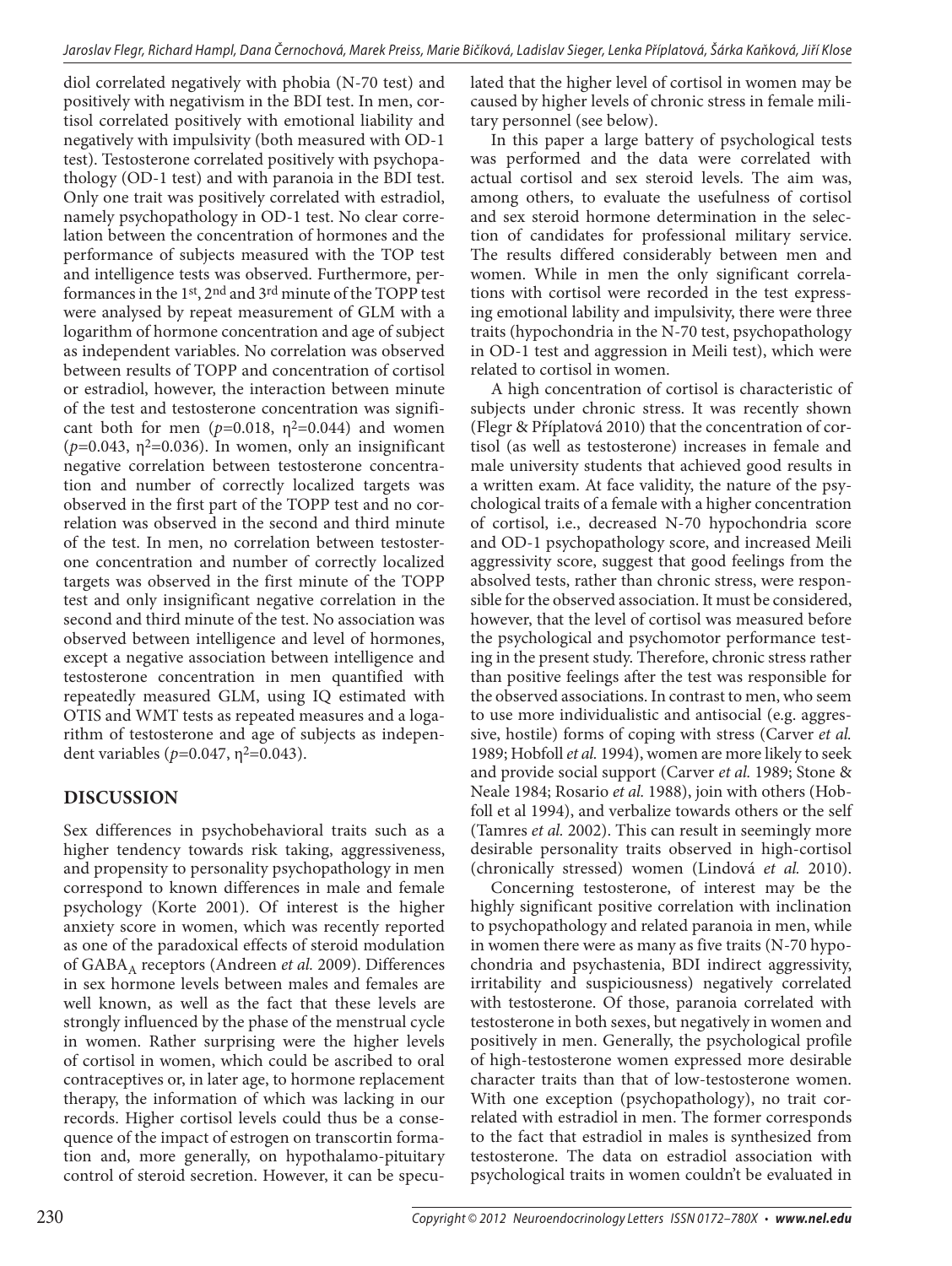diol correlated negatively with phobia (N-70 test) and positively with negativism in the BDI test. In men, cortisol correlated positively with emotional liability and negatively with impulsivity (both measured with OD-1 test). Testosterone correlated positively with psychopathology (OD-1 test) and with paranoia in the BDI test. Only one trait was positively correlated with estradiol, namely psychopathology in OD-1 test. No clear correlation between the concentration of hormones and the performance of subjects measured with the TOP test and intelligence tests was observed. Furthermore, performances in the 1st, 2nd and 3rd minute of the TOPP test were analysed by repeat measurement of GLM with a logarithm of hormone concentration and age of subject as independent variables. No correlation was observed between results of TOPP and concentration of cortisol or estradiol, however, the interaction between minute of the test and testosterone concentration was significant both for men ($p$=0.018, $\eta^2$=0.044) and women ($p$=0.043, $\eta^2$=0.036). In women, only an insignificant negative correlation between testosterone concentration and number of correctly localized targets was observed in the first part of the TOPP test and no correlation was observed in the second and third minute of the test. In men, no correlation between testosterone concentration and number of correctly localized targets was observed in the first minute of the TOPP test and only insignificant negative correlation in the second and third minute of the test. No association was observed between intelligence and level of hormones, except a negative association between intelligence and testosterone concentration in men quantified with repeatedly measured GLM, using IQ estimated with OTIS and WMT tests as repeated measures and a logarithm of testosterone and age of subjects as independent variables ($p$=0.047, $\eta^2$=0.043).

## DISCUSSION

Sex differences in psychobehavioral traits such as a higher tendency towards risk taking, aggressiveness, and propensity to personality psychopathology in men correspond to known differences in male and female psychology (Korte 2001). Of interest is the higher anxiety score in women, which was recently reported as one of the paradoxical effects of steroid modulation of $GABA_A$ receptors (Andreen *et al.* 2009). Differences in sex hormone levels between males and females are well known, as well as the fact that these levels are strongly influenced by the phase of the menstrual cycle in women. Rather surprising were the higher levels of cortisol in women, which could be ascribed to oral contraceptives or, in later age, to hormone replacement therapy, the information of which was lacking in our records. Higher cortisol levels could thus be a consequence of the impact of estrogen on transcortin formation and, more generally, on hypothalamo-pituitary control of steroid secretion. However, it can be speculated that the higher level of cortisol in women may be caused by higher levels of chronic stress in female military personnel (see below).

In this paper a large battery of psychological tests was performed and the data were correlated with actual cortisol and sex steroid levels. The aim was, among others, to evaluate the usefulness of cortisol and sex steroid hormone determination in the selection of candidates for professional military service. The results differed considerably between men and women. While in men the only significant correlations with cortisol were recorded in the test expressing emotional lability and impulsivity, there were three traits (hypochondria in the N-70 test, psychopathology in OD-1 test and aggression in Meili test), which were related to cortisol in women.

A high concentration of cortisol is characteristic of subjects under chronic stress. It was recently shown (Flegr & Příplatová 2010) that the concentration of cortisol (as well as testosterone) increases in female and male university students that achieved good results in a written exam. At face validity, the nature of the psychological traits of a female with a higher concentration of cortisol, i.e., decreased N-70 hypochondria score and OD-1 psychopathology score, and increased Meili aggressivity score, suggest that good feelings from the absolved tests, rather than chronic stress, were responsible for the observed association. It must be considered, however, that the level of cortisol was measured before the psychological and psychomotor performance testing in the present study. Therefore, chronic stress rather than positive feelings after the test was responsible for the observed associations. In contrast to men, who seem to use more individualistic and antisocial (e.g. aggressive, hostile) forms of coping with stress (Carver *et al.* 1989; Hobfoll *et al.* 1994), women are more likely to seek and provide social support (Carver *et al.* 1989; Stone & Neale 1984; Rosario *et al.* 1988), join with others (Hobfoll et al 1994), and verbalize towards others or the self (Tamres *et al.* 2002). This can result in seemingly more desirable personality traits observed in high-cortisol (chronically stressed) women (Lindová *et al.* 2010).

Concerning testosterone, of interest may be the highly significant positive correlation with inclination to psychopathology and related paranoia in men, while in women there were as many as five traits (N-70 hypochondria and psychastenia, BDI indirect aggressivity, irritability and suspiciousness) negatively correlated with testosterone. Of those, paranoia correlated with testosterone in both sexes, but negatively in women and positively in men. Generally, the psychological profile of high-testosterone women expressed more desirable character traits than that of low-testosterone women. With one exception (psychopathology), no trait correlated with estradiol in men. The former corresponds to the fact that estradiol in males is synthesized from testosterone. The data on estradiol association with psychological traits in women couldn't be evaluated in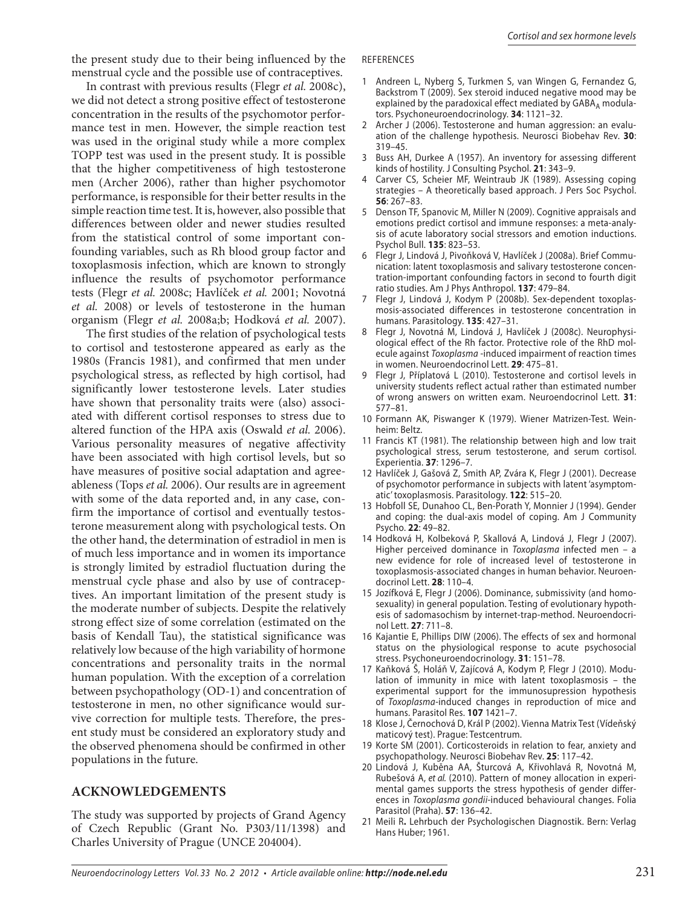the present study due to their being influenced by the menstrual cycle and the possible use of contraceptives.

In contrast with previous results (Flegr *et al.* 2008c), we did not detect a strong positive effect of testosterone concentration in the results of the psychomotor performance test in men. However, the simple reaction test was used in the original study while a more complex TOPP test was used in the present study. It is possible that the higher competitiveness of high testosterone men (Archer 2006), rather than higher psychomotor performance, is responsible for their better results in the simple reaction time test. It is, however, also possible that differences between older and newer studies resulted from the statistical control of some important confounding variables, such as Rh blood group factor and toxoplasmosis infection, which are known to strongly influence the results of psychomotor performance tests (Flegr *et al.* 2008c; Havlíček *et al.* 2001; Novotná *et al.* 2008) or levels of testosterone in the human organism (Flegr *et al.* 2008a;b; Hodková *et al.* 2007).

The first studies of the relation of psychological tests to cortisol and testosterone appeared as early as the 1980s (Francis 1981), and confirmed that men under psychological stress, as reflected by high cortisol, had significantly lower testosterone levels. Later studies have shown that personality traits were (also) associated with different cortisol responses to stress due to altered function of the HPA axis (Oswald *et al.* 2006). Various personality measures of negative affectivity have been associated with high cortisol levels, but so have measures of positive social adaptation and agreeableness (Tops *et al.* 2006). Our results are in agreement with some of the data reported and, in any case, confirm the importance of cortisol and eventually testosterone measurement along with psychological tests. On the other hand, the determination of estradiol in men is of much less importance and in women its importance is strongly limited by estradiol fluctuation during the menstrual cycle phase and also by use of contraceptives. An important limitation of the present study is the moderate number of subjects. Despite the relatively strong effect size of some correlation (estimated on the basis of Kendall Tau), the statistical significance was relatively low because of the high variability of hormone concentrations and personality traits in the normal human population. With the exception of a correlation between psychopathology (OD-1) and concentration of testosterone in men, no other significance would survive correction for multiple tests. Therefore, the present study must be considered an exploratory study and the observed phenomena should be confirmed in other populations in the future.

## ACKNOWLEDGEMENTS

The study was supported by projects of Grand Agency of Czech Republic (Grant No. P303/11/1398) and Charles University of Prague (UNCE 204004).

REFERENCES

1. Andreen L, Nyberg S, Turkmen S, van Wingen G, Fernandez G, Backstrom T (2009). Sex steroid induced negative mood may be explained by the paradoxical effect mediated by $GABA_A$ modulators. Psychoneuroendocrinology. **34**: 1121–32.
2. Archer J (2006). Testosterone and human aggression: an evaluation of the challenge hypothesis. Neurosci Biobehav Rev. **30**: 319–45.
3. Buss AH, Durkee A (1957). An inventory for assessing different kinds of hostility. J Consulting Psychol. **21**: 343–9.
4. Carver CS, Scheier MF, Weintraub JK (1989). Assessing coping strategies – A theoretically based approach. J Pers Soc Psychol. **56**: 267–83.
5. Denson TF, Spanovic M, Miller N (2009). Cognitive appraisals and emotions predict cortisol and immune responses: a meta-analysis of acute laboratory social stressors and emotion inductions. Psychol Bull. **135**: 823–53.
6. Flegr J, Lindová J, Pivoňková V, Havlíček J (2008a). Brief Communication: latent toxoplasmosis and salivary testosterone concentration-important confounding factors in second to fourth digit ratio studies. Am J Phys Anthropol. **137**: 479–84.
7. Flegr J, Lindová J, Kodym P (2008b). Sex-dependent toxoplasmosis-associated differences in testosterone concentration in humans. Parasitology. **135**: 427–31.
8. Flegr J, Novotná M, Lindová J, Havlíček J (2008c). Neurophysiological effect of the Rh factor. Protective role of the RhD molecule against *Toxoplasma* -induced impairment of reaction times in women. Neuroendocrinol Lett. **29**: 475–81.
9. Flegr J, Příplatová L (2010). Testosterone and cortisol levels in university students reflect actual rather than estimated number of wrong answers on written exam. Neuroendocrinol Lett. **31**: 577–81.
10. Formann AK, Piswanger K (1979). Wiener Matrizen-Test. Weinheim: Beltz.
11. Francis KT (1981). The relationship between high and low trait psychological stress, serum testosterone, and serum cortisol. Experientia. **37**: 1296–7.
12. Havlíček J, Gašová Z, Smith AP, Zvára K, Flegr J (2001). Decrease of psychomotor performance in subjects with latent 'asymptomatic' toxoplasmosis. Parasitology. **122**: 515–20.
13. Hobfoll SE, Dunahoo CL, Ben-Porath Y, Monnier J (1994). Gender and coping: the dual-axis model of coping. Am J Community Psycho. **22**: 49–82.
14. Hodková H, Kolbeková P, Skallová A, Lindová J, Flegr J (2007). Higher perceived dominance in *Toxoplasma* infected men – a new evidence for role of increased level of testosterone in toxoplasmosis-associated changes in human behavior. Neuroendocrinol Lett. **28**: 110–4.
15. Jozífková E, Flegr J (2006). Dominance, submissivity (and homosexuality) in general population. Testing of evolutionary hypothesis of sadomasochism by internet-trap-method. Neuroendocrinol Lett. **27**: 711–8.
16. Kajantie E, Phillips DIW (2006). The effects of sex and hormonal status on the physiological response to acute psychosocial stress. Psychoneuroendocrinology. **31**: 151–78.
17. Kaňková Š, Holáň V, Zajícová A, Kodym P, Flegr J (2010). Modulation of immunity in mice with latent toxoplasmosis – the experimental support for the immunosupression hypothesis of *Toxoplasma*-induced changes in reproduction of mice and humans. Parasitol Res. **107** 1421–7.
18. Klose J, Černochová D, Král P (2002). Vienna Matrix Test (Vídeňský maticový test). Prague: Testcentrum.
19. Korte SM (2001). Corticosteroids in relation to fear, anxiety and psychopathology. Neurosci Biobehav Rev. **25**: 117–42.
20. Lindová J, Kuběna AA, Šturcová A, Křivohlavá R, Novotná M, Rubešová A, *et al.* (2010). Pattern of money allocation in experimental games supports the stress hypothesis of gender differences in *Toxoplasma gondii*-induced behavioural changes. Folia Parasitol (Praha). **57**: 136–42.
21. Meili R**.** Lehrbuch der Psychologischen Diagnostik. Bern: Verlag Hans Huber; 1961.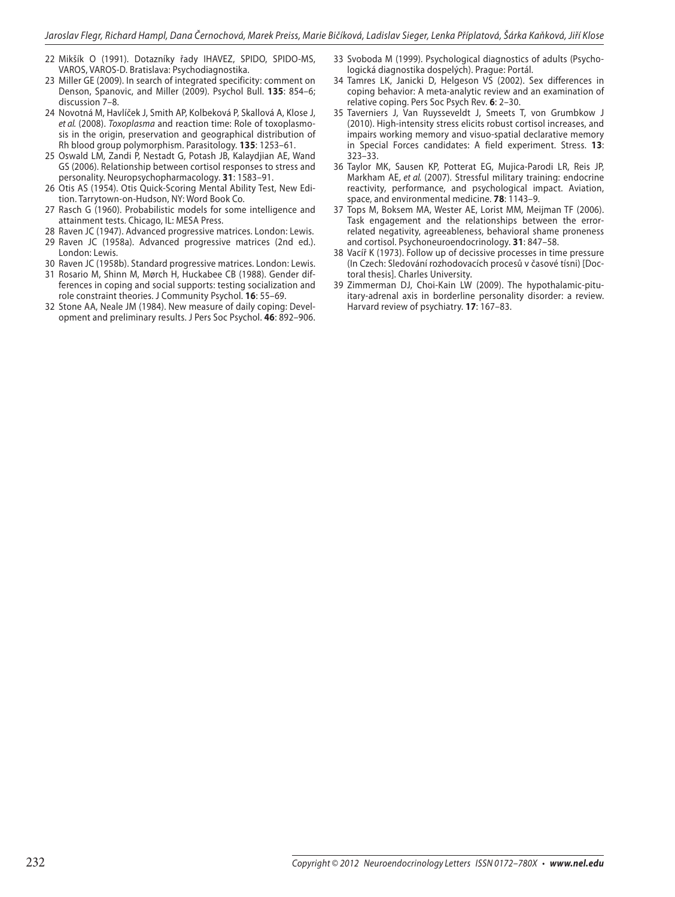22 Mikšík O (1991). Dotazníky řady IHAVEZ, SPIDO, SPIDO-MS, VAROS, VAROS-D. Bratislava: Psychodiagnostika.

23 Miller GE (2009). In search of integrated specificity: comment on Denson, Spanovic, and Miller (2009). Psychol Bull. **135**: 854–6; discussion 7–8.

24 Novotná M, Havlíček J, Smith AP, Kolbeková P, Skallová A, Klose J, *et al.* (2008). *Toxoplasma* and reaction time: Role of toxoplasmosis in the origin, preservation and geographical distribution of Rh blood group polymorphism. Parasitology. **135**: 1253–61.

25 Oswald LM, Zandi P, Nestadt G, Potash JB, Kalaydjian AE, Wand GS (2006). Relationship between cortisol responses to stress and personality. Neuropsychopharmacology. **31**: 1583–91.

26 Otis AS (1954). Otis Quick-Scoring Mental Ability Test, New Edition. Tarrytown-on-Hudson, NY: Word Book Co.

27 Rasch G (1960). Probabilistic models for some intelligence and attainment tests. Chicago, IL: MESA Press.

28 Raven JC (1947). Advanced progressive matrices. London: Lewis.

29 Raven JC (1958a). Advanced progressive matrices (2nd ed.). London: Lewis.

30 Raven JC (1958b). Standard progressive matrices. London: Lewis.

31 Rosario M, Shinn M, Mørch H, Huckabee CB (1988). Gender differences in coping and social supports: testing socialization and role constraint theories. J Community Psychol. **16**: 55–69.

32 Stone AA, Neale JM (1984). New measure of daily coping: Development and preliminary results. J Pers Soc Psychol. **46**: 892–906.

33 Svoboda M (1999). Psychological diagnostics of adults (Psychologická diagnostika dospelých). Prague: Portál.

34 Tamres LK, Janicki D, Helgeson VS (2002). Sex differences in coping behavior: A meta-analytic review and an examination of relative coping. Pers Soc Psych Rev. **6**: 2–30.

35 Taverniers J, Van Ruysseveldt J, Smeets T, von Grumbkow J (2010). High-intensity stress elicits robust cortisol increases, and impairs working memory and visuo-spatial declarative memory in Special Forces candidates: A field experiment. Stress. **13**: 323–33.

36 Taylor MK, Sausen KP, Potterat EG, Mujica-Parodi LR, Reis JP, Markham AE, *et al.* (2007). Stressful military training: endocrine reactivity, performance, and psychological impact. Aviation, space, and environmental medicine. **78**: 1143–9.

37 Tops M, Boksem MA, Wester AE, Lorist MM, Meijman TF (2006). Task engagement and the relationships between the error-related negativity, agreeableness, behavioral shame proneness and cortisol. Psychoneuroendocrinology. **31**: 847–58.

38 Vacíř K (1973). Follow up of decissive processes in time pressure (In Czech: Sledování rozhodovacích procesů v časové tísni) [Doctoral thesis]. Charles University.

39 Zimmerman DJ, Choi-Kain LW (2009). The hypothalamic-pituitary-adrenal axis in borderline personality disorder: a review. Harvard review of psychiatry. **17**: 167–83.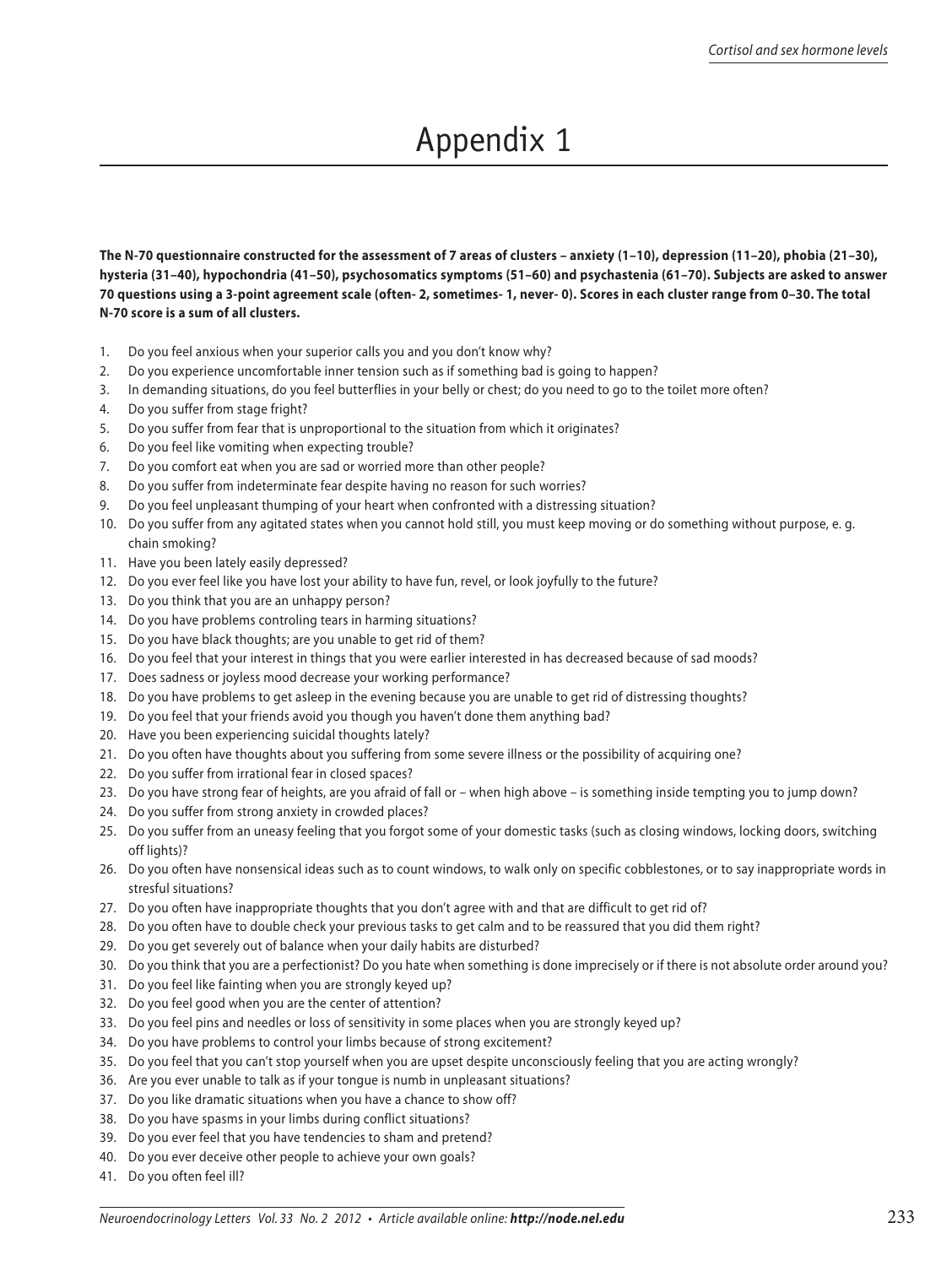# Appendix 1

**The N-70 questionnaire constructed for the assessment of 7 areas of clusters – anxiety (1–10), depression (11–20), phobia (21–30), hysteria (31–40), hypochondria (41–50), psychosomatics symptoms (51–60) and psychastenia (61–70). Subjects are asked to answer 70 questions using a 3-point agreement scale (often- 2, sometimes- 1, never- 0). Scores in each cluster range from 0–30. The total N-70 score is a sum of all clusters.**

1. Do you feel anxious when your superior calls you and you don't know why?
2. Do you experience uncomfortable inner tension such as if something bad is going to happen?
3. In demanding situations, do you feel butterflies in your belly or chest; do you need to go to the toilet more often?
4. Do you suffer from stage fright?
5. Do you suffer from fear that is unproportional to the situation from which it originates?
6. Do you feel like vomiting when expecting trouble?
7. Do you comfort eat when you are sad or worried more than other people?
8. Do you suffer from indeterminate fear despite having no reason for such worries?
9. Do you feel unpleasant thumping of your heart when confronted with a distressing situation?
10. Do you suffer from any agitated states when you cannot hold still, you must keep moving or do something without purpose, e. g. chain smoking?
11. Have you been lately easily depressed?
12. Do you ever feel like you have lost your ability to have fun, revel, or look joyfully to the future?
13. Do you think that you are an unhappy person?
14. Do you have problems controling tears in harming situations?
15. Do you have black thoughts; are you unable to get rid of them?
16. Do you feel that your interest in things that you were earlier interested in has decreased because of sad moods?
17. Does sadness or joyless mood decrease your working performance?
18. Do you have problems to get asleep in the evening because you are unable to get rid of distressing thoughts?
19. Do you feel that your friends avoid you though you haven't done them anything bad?
20. Have you been experiencing suicidal thoughts lately?
21. Do you often have thoughts about you suffering from some severe illness or the possibility of acquiring one?
22. Do you suffer from irrational fear in closed spaces?
23. Do you have strong fear of heights, are you afraid of fall or – when high above – is something inside tempting you to jump down?
24. Do you suffer from strong anxiety in crowded places?
25. Do you suffer from an uneasy feeling that you forgot some of your domestic tasks (such as closing windows, locking doors, switching off lights)?
26. Do you often have nonsensical ideas such as to count windows, to walk only on specific cobblestones, or to say inappropriate words in stresful situations?
27. Do you often have inappropriate thoughts that you don't agree with and that are difficult to get rid of?
28. Do you often have to double check your previous tasks to get calm and to be reassured that you did them right?
29. Do you get severely out of balance when your daily habits are disturbed?
30. Do you think that you are a perfectionist? Do you hate when something is done imprecisely or if there is not absolute order around you?
31. Do you feel like fainting when you are strongly keyed up?
32. Do you feel good when you are the center of attention?
33. Do you feel pins and needles or loss of sensitivity in some places when you are strongly keyed up?
34. Do you have problems to control your limbs because of strong excitement?
35. Do you feel that you can't stop yourself when you are upset despite unconsciously feeling that you are acting wrongly?
36. Are you ever unable to talk as if your tongue is numb in unpleasant situations?
37. Do you like dramatic situations when you have a chance to show off?
38. Do you have spasms in your limbs during conflict situations?
39. Do you ever feel that you have tendencies to sham and pretend?
40. Do you ever deceive other people to achieve your own goals?
41. Do you often feel ill?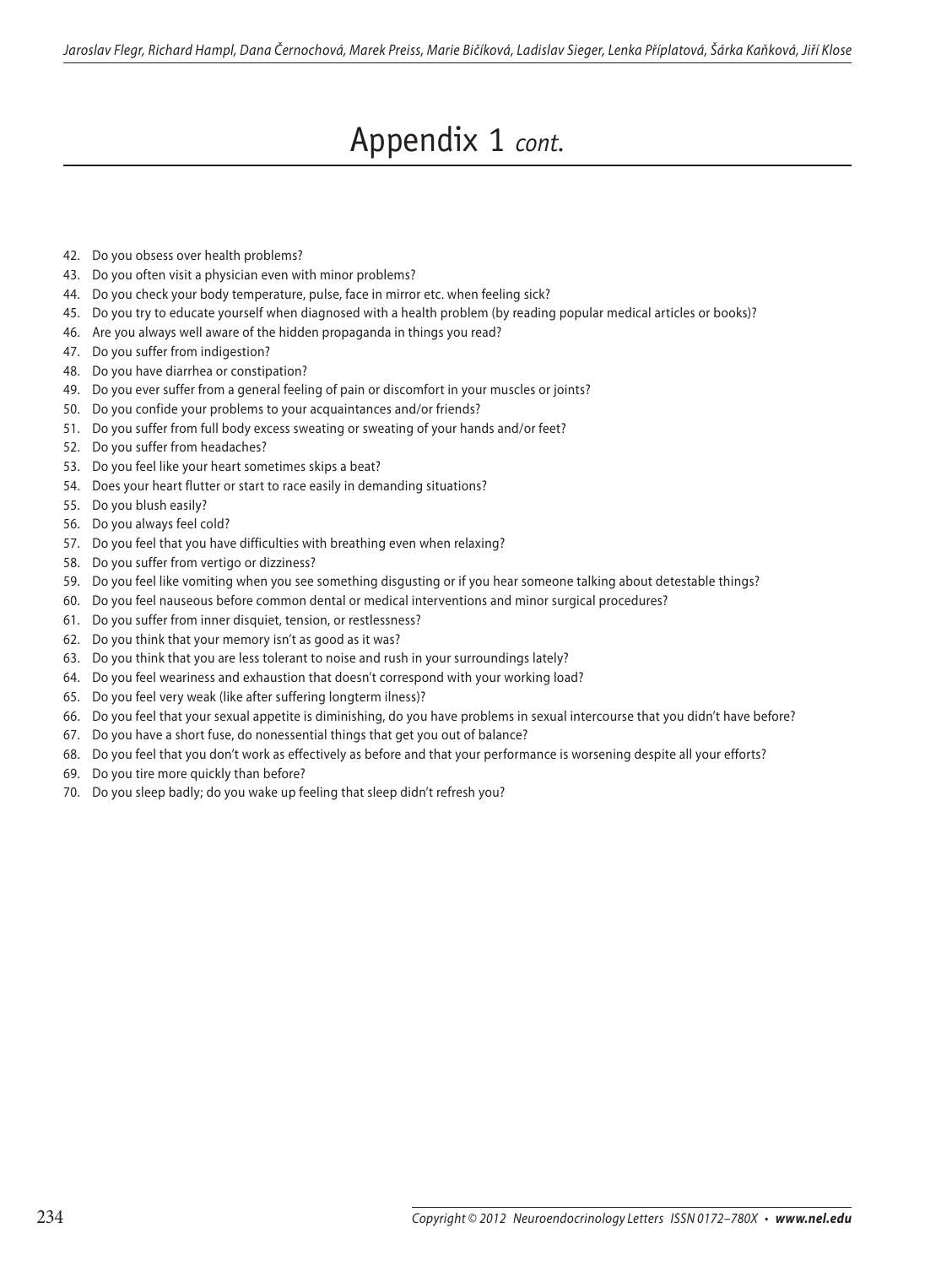# Appendix 1 *cont.*

42. Do you obsess over health problems?
43. Do you often visit a physician even with minor problems?
44. Do you check your body temperature, pulse, face in mirror etc. when feeling sick?
45. Do you try to educate yourself when diagnosed with a health problem (by reading popular medical articles or books)?
46. Are you always well aware of the hidden propaganda in things you read?
47. Do you suffer from indigestion?
48. Do you have diarrhea or constipation?
49. Do you ever suffer from a general feeling of pain or discomfort in your muscles or joints?
50. Do you confide your problems to your acquaintances and/or friends?
51. Do you suffer from full body excess sweating or sweating of your hands and/or feet?
52. Do you suffer from headaches?
53. Do you feel like your heart sometimes skips a beat?
54. Does your heart flutter or start to race easily in demanding situations?
55. Do you blush easily?
56. Do you always feel cold?
57. Do you feel that you have difficulties with breathing even when relaxing?
58. Do you suffer from vertigo or dizziness?
59. Do you feel like vomiting when you see something disgusting or if you hear someone talking about detestable things?
60. Do you feel nauseous before common dental or medical interventions and minor surgical procedures?
61. Do you suffer from inner disquiet, tension, or restlessness?
62. Do you think that your memory isn't as good as it was?
63. Do you think that you are less tolerant to noise and rush in your surroundings lately?
64. Do you feel weariness and exhaustion that doesn't correspond with your working load?
65. Do you feel very weak (like after suffering longterm ilness)?
66. Do you feel that your sexual appetite is diminishing, do you have problems in sexual intercourse that you didn't have before?
67. Do you have a short fuse, do nonessential things that get you out of balance?
68. Do you feel that you don't work as effectively as before and that your performance is worsening despite all your efforts?
69. Do you tire more quickly than before?
70. Do you sleep badly; do you wake up feeling that sleep didn't refresh you?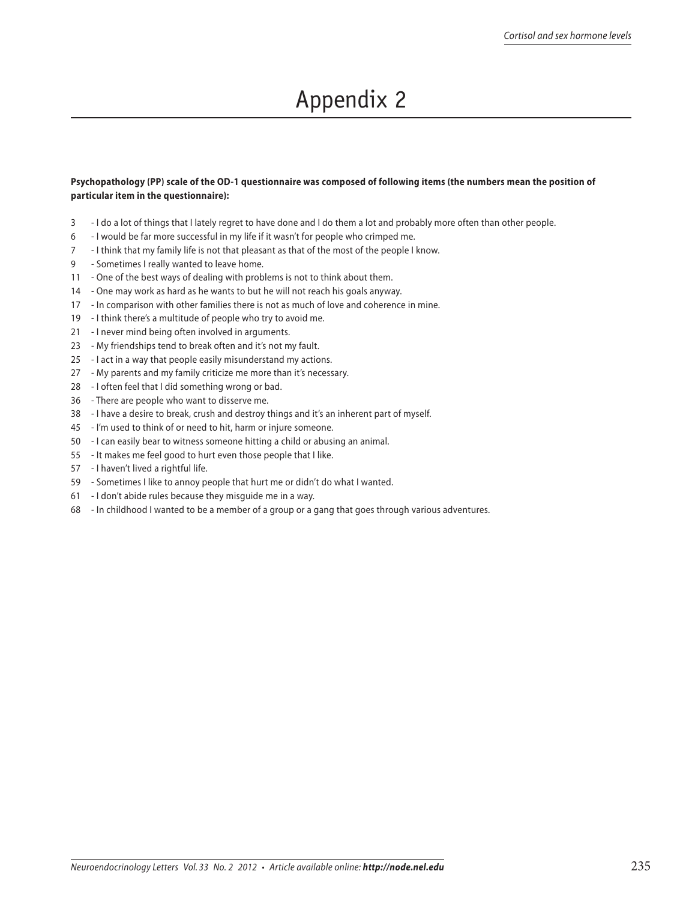# Appendix 2

**Psychopathology (PP) scale of the OD-1 questionnaire was composed of following items (the numbers mean the position of particular item in the questionnaire):**

3 - I do a lot of things that I lately regret to have done and I do them a lot and probably more often than other people.
6 - I would be far more successful in my life if it wasn't for people who crimped me.
7 - I think that my family life is not that pleasant as that of the most of the people I know.
9 - Sometimes I really wanted to leave home.
11 - One of the best ways of dealing with problems is not to think about them.
14 - One may work as hard as he wants to but he will not reach his goals anyway.
17 - In comparison with other families there is not as much of love and coherence in mine.
19 - I think there's a multitude of people who try to avoid me.
21 - I never mind being often involved in arguments.
23 - My friendships tend to break often and it's not my fault.
25 - I act in a way that people easily misunderstand my actions.
27 - My parents and my family criticize me more than it's necessary.
28 - I often feel that I did something wrong or bad.
36 - There are people who want to disserve me.
38 - I have a desire to break, crush and destroy things and it's an inherent part of myself.
45 - I'm used to think of or need to hit, harm or injure someone.
50 - I can easily bear to witness someone hitting a child or abusing an animal.
55 - It makes me feel good to hurt even those people that I like.
57 - I haven't lived a rightful life.
59 - Sometimes I like to annoy people that hurt me or didn't do what I wanted.
61 - I don't abide rules because they misguide me in a way.
68 - In childhood I wanted to be a member of a group or a gang that goes through various adventures.